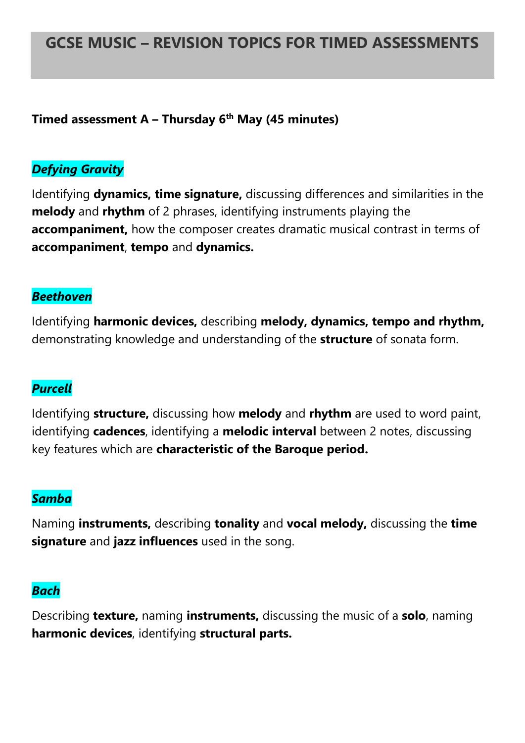# GCSE MUSIC – REVISION TOPICS FOR TIMED ASSESSMENTS

**Timed assessment A – Thursday 6th May (45 minutes)**

***Defying Gravity***

Identifying **dynamics, time signature,** discussing differences and similarities in the **melody** and **rhythm** of 2 phrases, identifying instruments playing the **accompaniment,** how the composer creates dramatic musical contrast in terms of **accompaniment**, **tempo** and **dynamics.**

***Beethoven***

Identifying **harmonic devices,** describing **melody, dynamics, tempo and rhythm,** demonstrating knowledge and understanding of the **structure** of sonata form.

***Purcell***

Identifying **structure,** discussing how **melody** and **rhythm** are used to word paint, identifying **cadences**, identifying a **melodic interval** between 2 notes, discussing key features which are **characteristic of the Baroque period.**

***Samba***

Naming **instruments,** describing **tonality** and **vocal melody,** discussing the **time signature** and **jazz influences** used in the song.

***Bach***

Describing **texture,** naming **instruments,** discussing the music of a **solo**, naming **harmonic devices**, identifying **structural parts.**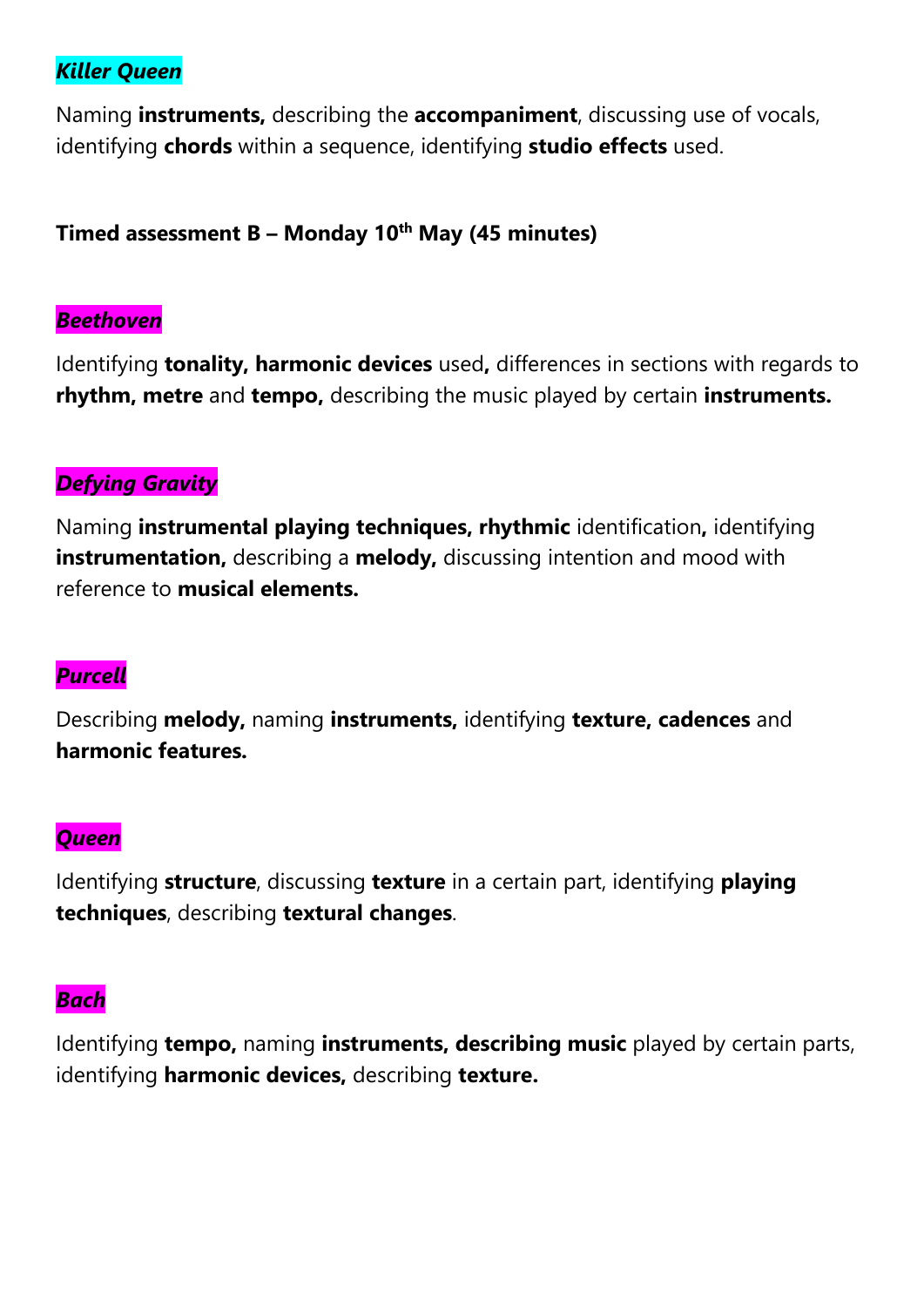***Killer Queen***

Naming **instruments,** describing the **accompaniment**, discussing use of vocals, identifying **chords** within a sequence, identifying **studio effects** used.

**Timed assessment B – Monday 10th May (45 minutes)**

***Beethoven***

Identifying **tonality, harmonic devices** used**,** differences in sections with regards to **rhythm, metre** and **tempo,** describing the music played by certain **instruments.**

***Defying Gravity***

Naming **instrumental playing techniques, rhythmic** identification**,** identifying **instrumentation,** describing a **melody,** discussing intention and mood with reference to **musical elements.**

***Purcell***

Describing **melody,** naming **instruments,** identifying **texture, cadences** and **harmonic features.**

***Queen***

Identifying **structure**, discussing **texture** in a certain part, identifying **playing techniques**, describing **textural changes**.

***Bach***

Identifying **tempo,** naming **instruments, describing music** played by certain parts, identifying **harmonic devices,** describing **texture.**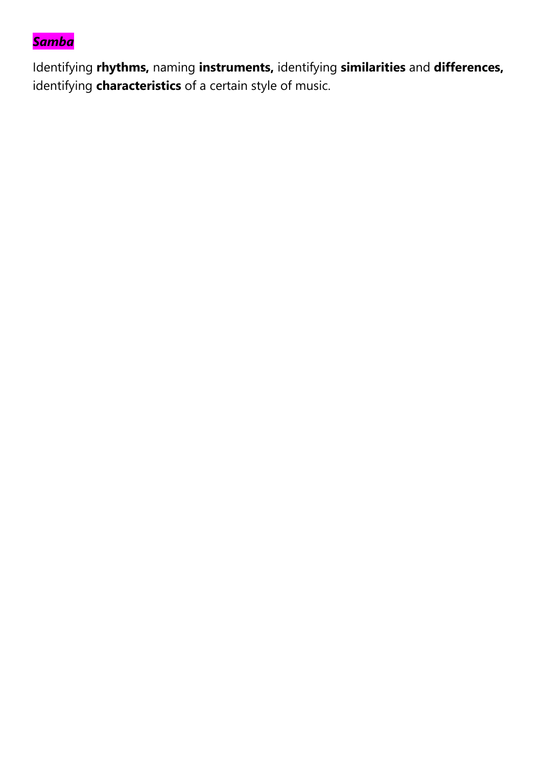***Samba***

Identifying **rhythms,** naming **instruments,** identifying **similarities** and **differences,** identifying **characteristics** of a certain style of music.